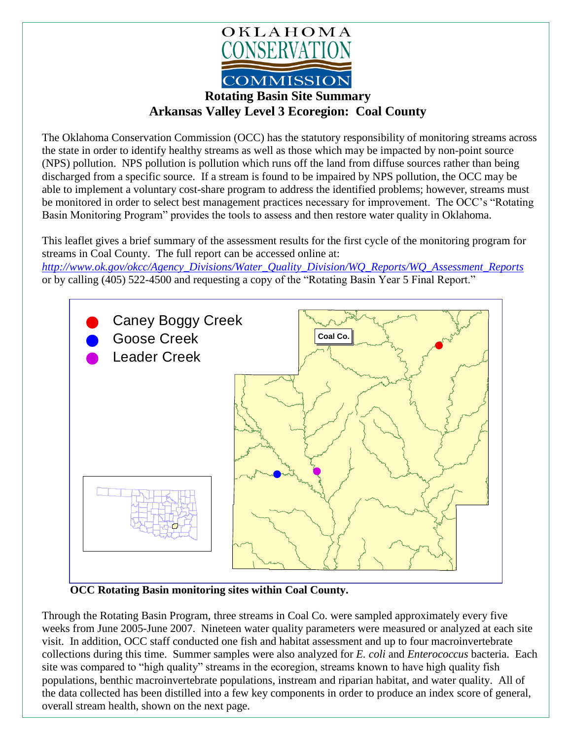# OKLAHOMA CONSERVATION COMMISSION

## Rotating Basin Site Summary
## Arkansas Valley Level 3 Ecoregion: Coal County

The Oklahoma Conservation Commission (OCC) has the statutory responsibility of monitoring streams across the state in order to identify healthy streams as well as those which may be impacted by non-point source (NPS) pollution. NPS pollution is pollution which runs off the land from diffuse sources rather than being discharged from a specific source. If a stream is found to be impaired by NPS pollution, the OCC may be able to implement a voluntary cost-share program to address the identified problems; however, streams must be monitored in order to select best management practices necessary for improvement. The OCC's "Rotating Basin Monitoring Program" provides the tools to assess and then restore water quality in Oklahoma.

This leaflet gives a brief summary of the assessment results for the first cycle of the monitoring program for streams in Coal County. The full report can be accessed online at: *http://www.ok.gov/okcc/Agency_Divisions/Water_Quality_Division/WQ_Reports/WQ_Assessment_Reports* or by calling (405) 522-4500 and requesting a copy of the "Rotating Basin Year 5 Final Report."

- Caney Boggy Creek
- Goose Creek
- Leader Creek

Coal Co.

**OCC Rotating Basin monitoring sites within Coal County.**

Through the Rotating Basin Program, three streams in Coal Co. were sampled approximately every five weeks from June 2005-June 2007. Nineteen water quality parameters were measured or analyzed at each site visit. In addition, OCC staff conducted one fish and habitat assessment and up to four macroinvertebrate collections during this time. Summer samples were also analyzed for *E. coli* and *Enterococcus* bacteria. Each site was compared to "high quality" streams in the ecoregion, streams known to have high quality fish populations, benthic macroinvertebrate populations, instream and riparian habitat, and water quality. All of the data collected has been distilled into a few key components in order to produce an index score of general, overall stream health, shown on the next page.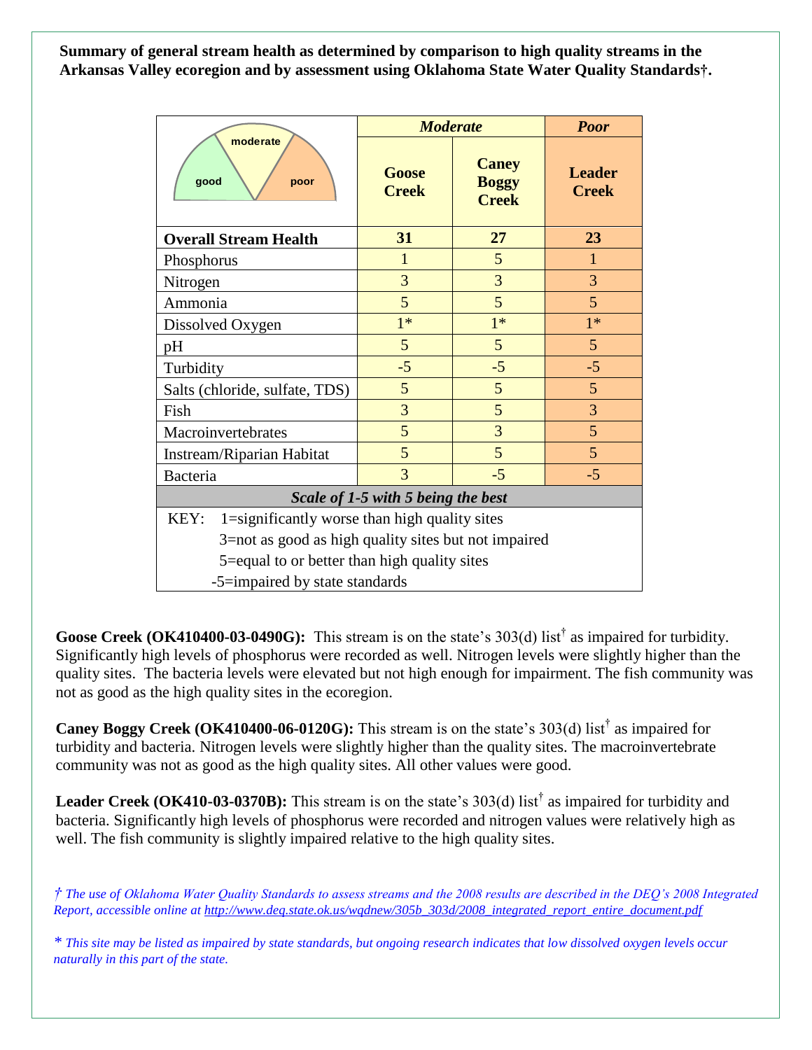**Summary of general stream health as determined by comparison to high quality streams in the Arkansas Valley ecoregion and by assessment using Oklahoma State Water Quality Standards†.**

| good / moderate / poor | *Moderate* | | *Poor* |
|---|---|---|---|
| | **Goose Creek** | **Caney Boggy Creek** | **Leader Creek** |
| **Overall Stream Health** | **31** | **27** | **23** |
| Phosphorus | 1 | 5 | 1 |
| Nitrogen | 3 | 3 | 3 |
| Ammonia | 5 | 5 | 5 |
| Dissolved Oxygen | 1* | 1* | 1* |
| pH | 5 | 5 | 5 |
| Turbidity | -5 | -5 | -5 |
| Salts (chloride, sulfate, TDS) | 5 | 5 | 5 |
| Fish | 3 | 5 | 3 |
| Macroinvertebrates | 5 | 3 | 5 |
| Instream/Riparian Habitat | 5 | 5 | 5 |
| Bacteria | 3 | -5 | -5 |
| ***Scale of 1-5 with 5 being the best*** | | | |

KEY:
- 1=significantly worse than high quality sites
- 3=not as good as high quality sites but not impaired
- 5=equal to or better than high quality sites
- -5=impaired by state standards

**Goose Creek (OK410400-03-0490G):** This stream is on the state's 303(d) list† as impaired for turbidity. Significantly high levels of phosphorus were recorded as well. Nitrogen levels were slightly higher than the quality sites. The bacteria levels were elevated but not high enough for impairment. The fish community was not as good as the high quality sites in the ecoregion.

**Caney Boggy Creek (OK410400-06-0120G):** This stream is on the state's 303(d) list† as impaired for turbidity and bacteria. Nitrogen levels were slightly higher than the quality sites. The macroinvertebrate community was not as good as the high quality sites. All other values were good.

**Leader Creek (OK410-03-0370B):** This stream is on the state's 303(d) list† as impaired for turbidity and bacteria. Significantly high levels of phosphorus were recorded and nitrogen values were relatively high as well. The fish community is slightly impaired relative to the high quality sites.

*† The use of Oklahoma Water Quality Standards to assess streams and the 2008 results are described in the DEQ's 2008 Integrated Report, accessible online at http://www.deq.state.ok.us/wqdnew/305b_303d/2008_integrated_report_entire_document.pdf*

*\* This site may be listed as impaired by state standards, but ongoing research indicates that low dissolved oxygen levels occur naturally in this part of the state.*